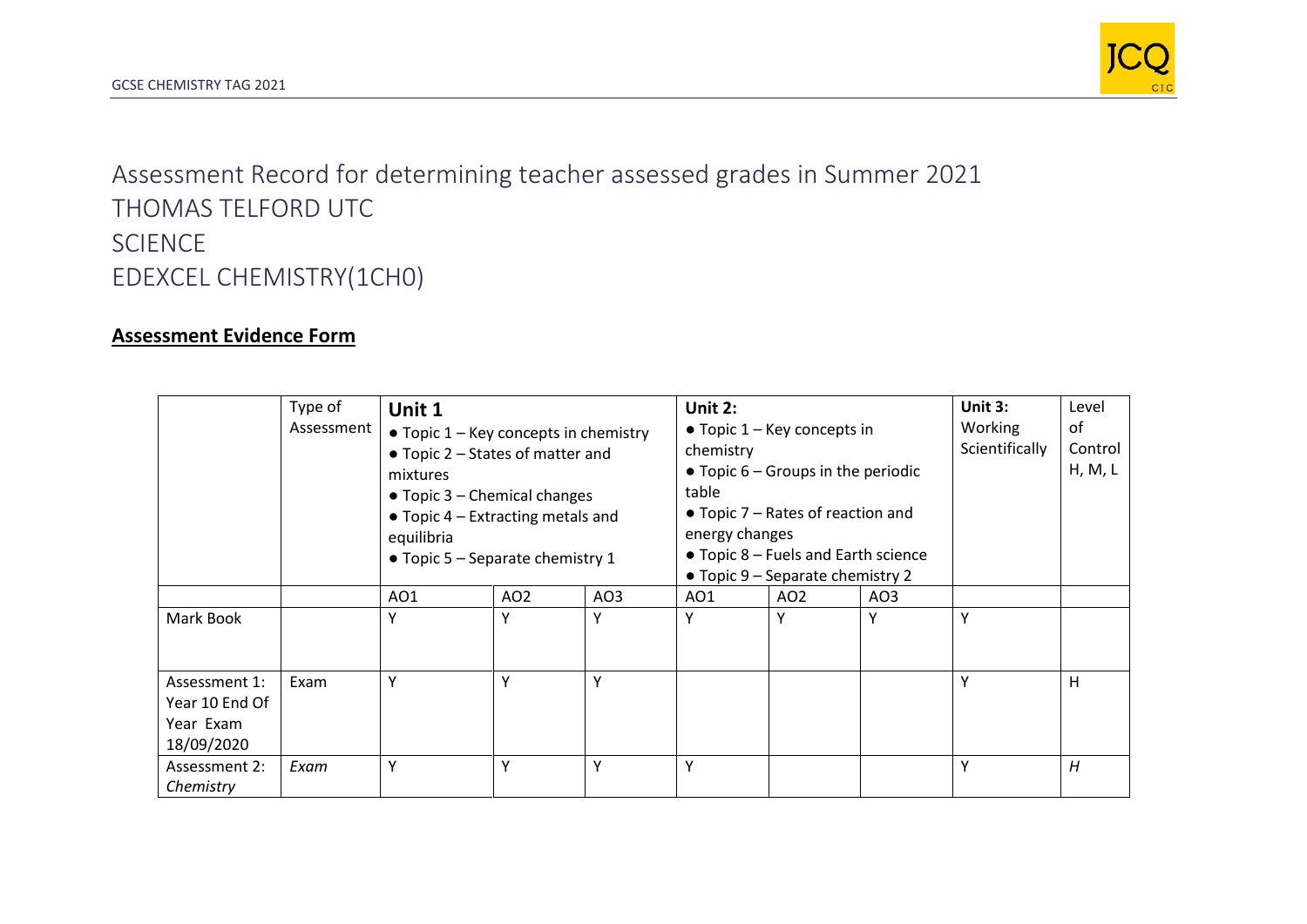Assessment Record for determining teacher assessed grades in Summer 2021

THOMAS TELFORD UTC

SCIENCE

EDEXCEL CHEMISTRY(1CH0)

## **Assessment Evidence Form**

| | Type of Assessment | **Unit 1** ● Topic 1 – Key concepts in chemistry ● Topic 2 – States of matter and mixtures ● Topic 3 – Chemical changes ● Topic 4 – Extracting metals and equilibria ● Topic 5 – Separate chemistry 1 | | | **Unit 2:** ● Topic 1 – Key concepts in chemistry ● Topic 6 – Groups in the periodic table ● Topic 7 – Rates of reaction and energy changes ● Topic 8 – Fuels and Earth science ● Topic 9 – Separate chemistry 2 | | | **Unit 3:** Working Scientifically | Level of Control H, M, L |
|---|---|---|---|---|---|---|---|---|---|
| | | AO1 | AO2 | AO3 | AO1 | AO2 | AO3 | | |
| Mark Book | | Y | Y | Y | Y | Y | Y | Y | |
| Assessment 1: Year 10 End Of Year Exam 18/09/2020 | Exam | Y | Y | Y | | | | Y | H |
| Assessment 2: *Chemistry* | *Exam* | Y | Y | Y | Y | | | Y | *H* |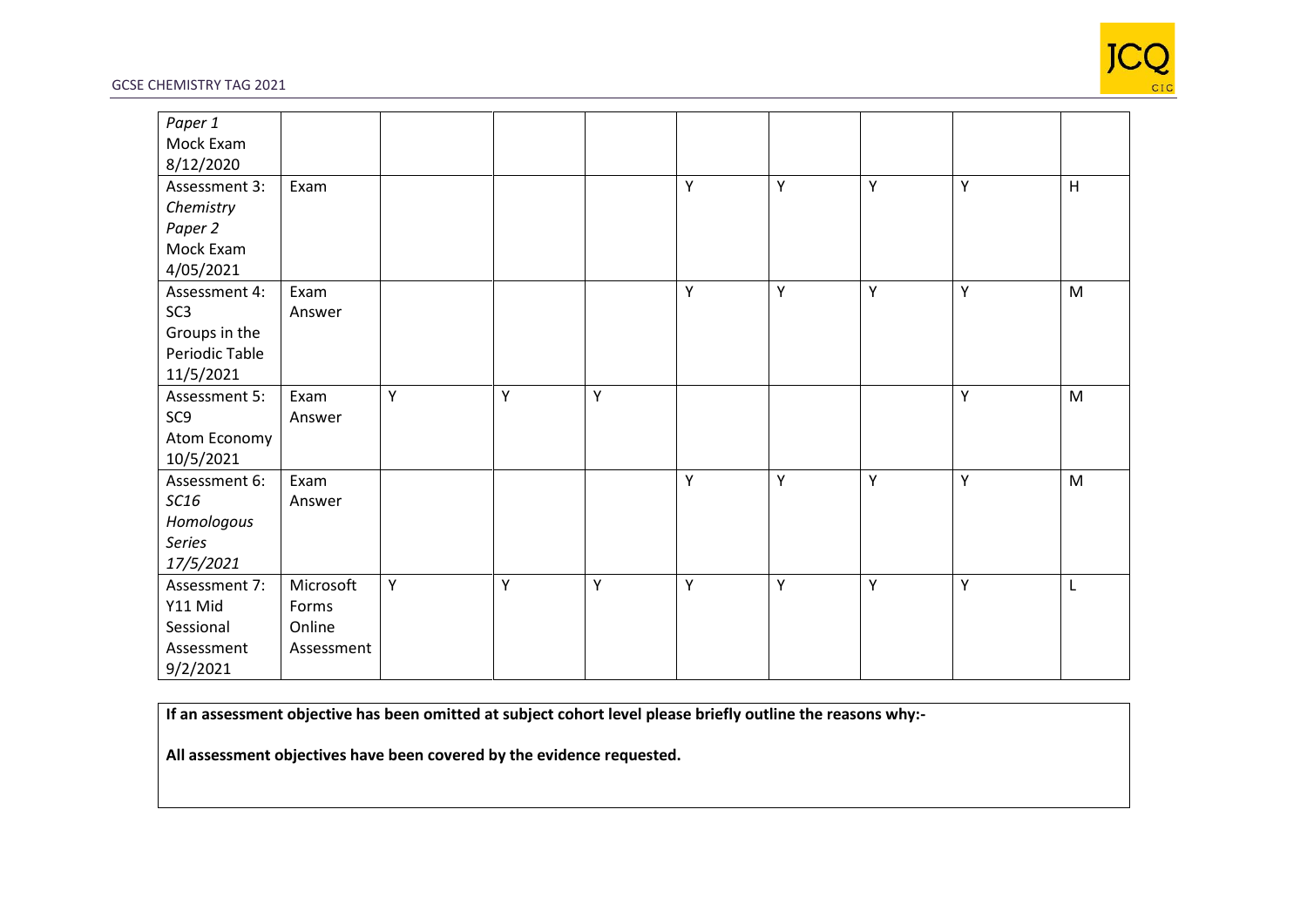| | | | | | | | | | |
|---|---|---|---|---|---|---|---|---|---|
| *Paper 1* Mock Exam 8/12/2020 | | | | | | | | | |
| Assessment 3: *Chemistry Paper 2* Mock Exam 4/05/2021 | Exam | | | | Y | Y | Y | Y | H |
| Assessment 4: SC3 Groups in the Periodic Table 11/5/2021 | Exam Answer | | | | Y | Y | Y | Y | M |
| Assessment 5: SC9 Atom Economy 10/5/2021 | Exam Answer | Y | Y | Y | | | | Y | M |
| Assessment 6: *SC16 Homologous Series 17/5/2021* | Exam Answer | | | | Y | Y | Y | Y | M |
| Assessment 7: Y11 Mid Sessional Assessment 9/2/2021 | Microsoft Forms Online Assessment | Y | Y | Y | Y | Y | Y | Y | L |

**If an assessment objective has been omitted at subject cohort level please briefly outline the reasons why:-**

**All assessment objectives have been covered by the evidence requested.**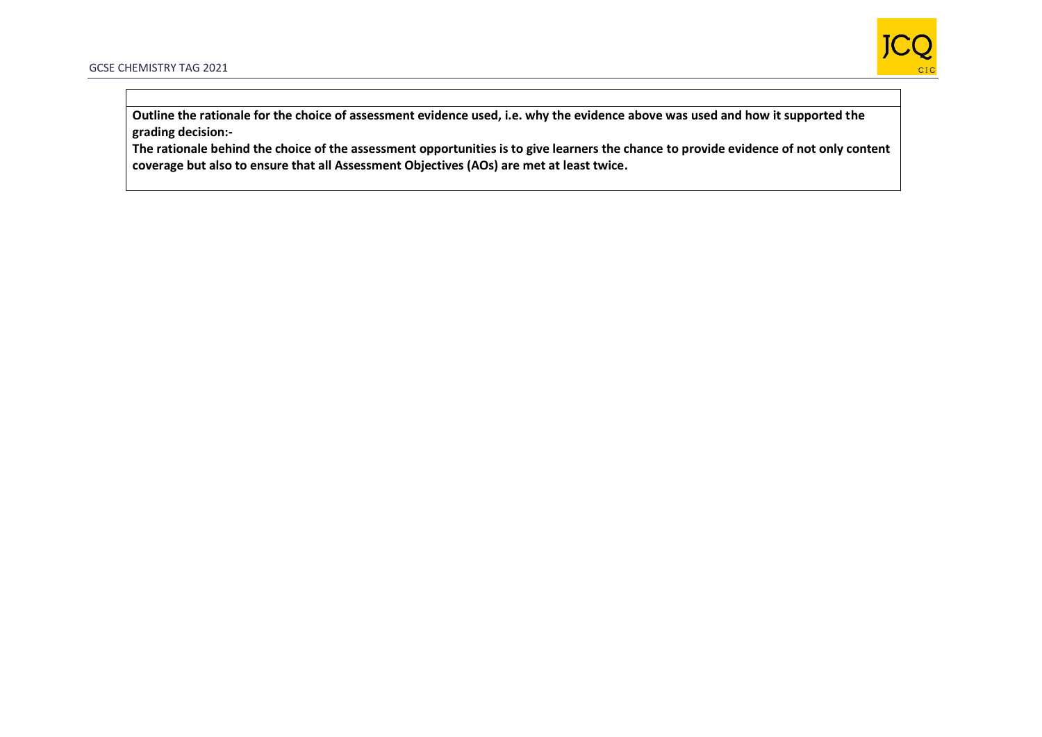**Outline the rationale for the choice of assessment evidence used, i.e. why the evidence above was used and how it supported the grading decision:-**

**The rationale behind the choice of the assessment opportunities is to give learners the chance to provide evidence of not only content coverage but also to ensure that all Assessment Objectives (AOs) are met at least twice.**